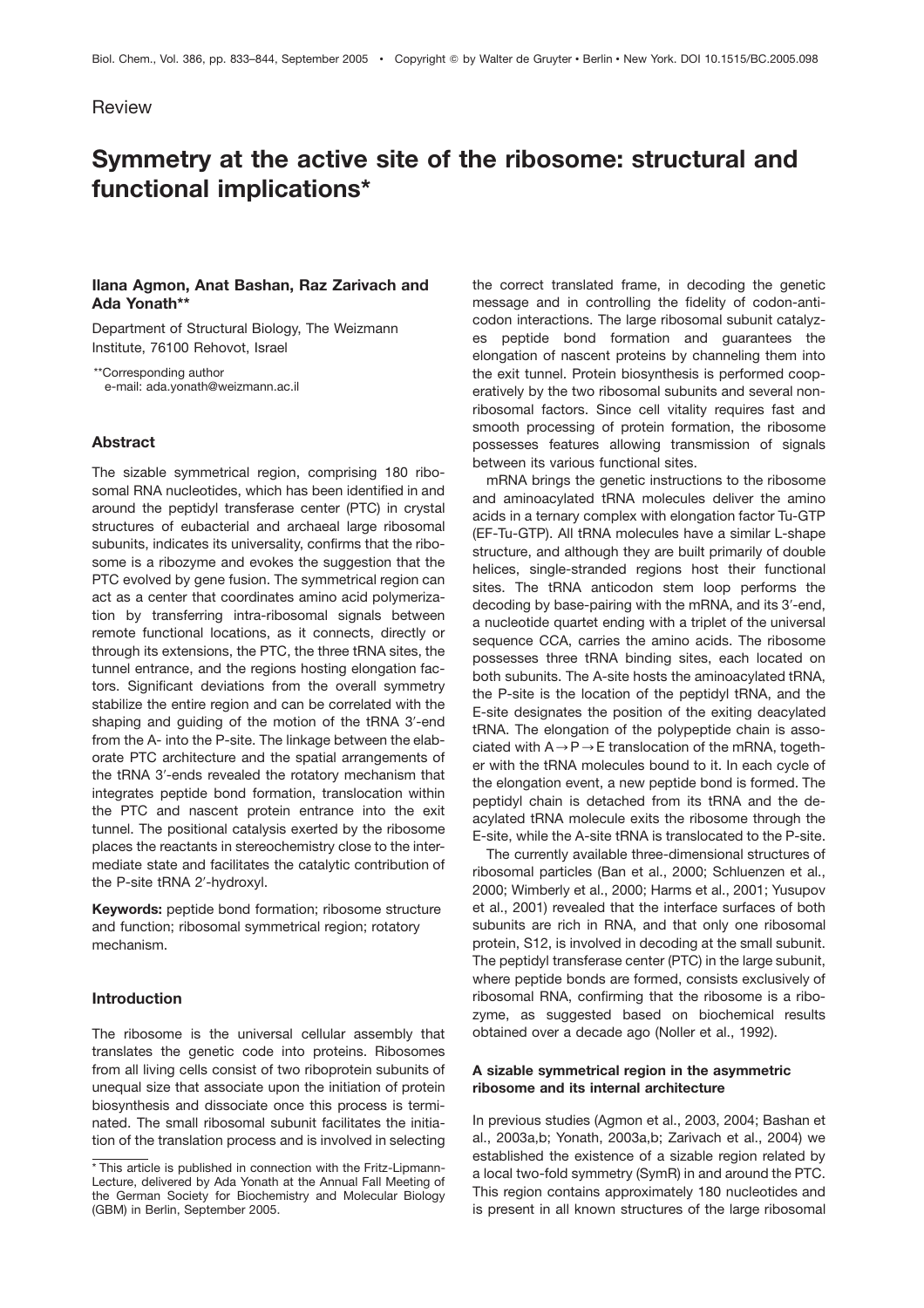Review

# Symmetry at the active site of the ribosome: structural and functional implications*

**Ilana Agmon, Anat Bashan, Raz Zarivach and Ada Yonath****

Department of Structural Biology, The Weizmann Institute, 76100 Rehovot, Israel

**Corresponding author
e-mail: ada.yonath@weizmann.ac.il

## Abstract

The sizable symmetrical region, comprising 180 ribosomal RNA nucleotides, which has been identified in and around the peptidyl transferase center (PTC) in crystal structures of eubacterial and archaeal large ribosomal subunits, indicates its universality, confirms that the ribosome is a ribozyme and evokes the suggestion that the PTC evolved by gene fusion. The symmetrical region can act as a center that coordinates amino acid polymerization by transferring intra-ribosomal signals between remote functional locations, as it connects, directly or through its extensions, the PTC, the three tRNA sites, the tunnel entrance, and the regions hosting elongation factors. Significant deviations from the overall symmetry stabilize the entire region and can be correlated with the shaping and guiding of the motion of the tRNA 3′-end from the A- into the P-site. The linkage between the elaborate PTC architecture and the spatial arrangements of the tRNA 3′-ends revealed the rotatory mechanism that integrates peptide bond formation, translocation within the PTC and nascent protein entrance into the exit tunnel. The positional catalysis exerted by the ribosome places the reactants in stereochemistry close to the intermediate state and facilitates the catalytic contribution of the P-site tRNA 2′-hydroxyl.

**Keywords:** peptide bond formation; ribosome structure and function; ribosomal symmetrical region; rotatory mechanism.

## Introduction

The ribosome is the universal cellular assembly that translates the genetic code into proteins. Ribosomes from all living cells consist of two riboprotein subunits of unequal size that associate upon the initiation of protein biosynthesis and dissociate once this process is terminated. The small ribosomal subunit facilitates the initiation of the translation process and is involved in selecting the correct translated frame, in decoding the genetic message and in controlling the fidelity of codon-anticodon interactions. The large ribosomal subunit catalyzes peptide bond formation and guarantees the elongation of nascent proteins by channeling them into the exit tunnel. Protein biosynthesis is performed cooperatively by the two ribosomal subunits and several non-ribosomal factors. Since cell vitality requires fast and smooth processing of protein formation, the ribosome possesses features allowing transmission of signals between its various functional sites.

mRNA brings the genetic instructions to the ribosome and aminoacylated tRNA molecules deliver the amino acids in a ternary complex with elongation factor Tu-GTP (EF-Tu-GTP). All tRNA molecules have a similar L-shape structure, and although they are built primarily of double helices, single-stranded regions host their functional sites. The tRNA anticodon stem loop performs the decoding by base-pairing with the mRNA, and its 3′-end, a nucleotide quartet ending with a triplet of the universal sequence CCA, carries the amino acids. The ribosome possesses three tRNA binding sites, each located on both subunits. The A-site hosts the aminoacylated tRNA, the P-site is the location of the peptidyl tRNA, and the E-site designates the position of the exiting deacylated tRNA. The elongation of the polypeptide chain is associated with A→P→E translocation of the mRNA, together with the tRNA molecules bound to it. In each cycle of the elongation event, a new peptide bond is formed. The peptidyl chain is detached from its tRNA and the deacylated tRNA molecule exits the ribosome through the E-site, while the A-site tRNA is translocated to the P-site.

The currently available three-dimensional structures of ribosomal particles (Ban et al., 2000; Schluenzen et al., 2000; Wimberly et al., 2000; Harms et al., 2001; Yusupov et al., 2001) revealed that the interface surfaces of both subunits are rich in RNA, and that only one ribosomal protein, S12, is involved in decoding at the small subunit. The peptidyl transferase center (PTC) in the large subunit, where peptide bonds are formed, consists exclusively of ribosomal RNA, confirming that the ribosome is a ribozyme, as suggested based on biochemical results obtained over a decade ago (Noller et al., 1992).

### A sizable symmetrical region in the asymmetric ribosome and its internal architecture

In previous studies (Agmon et al., 2003, 2004; Bashan et al., 2003a,b; Yonath, 2003a,b; Zarivach et al., 2004) we established the existence of a sizable region related by a local two-fold symmetry (SymR) in and around the PTC. This region contains approximately 180 nucleotides and is present in all known structures of the large ribosomal

* This article is published in connection with the Fritz-Lipmann-Lecture, delivered by Ada Yonath at the Annual Fall Meeting of the German Society for Biochemistry and Molecular Biology (GBM) in Berlin, September 2005.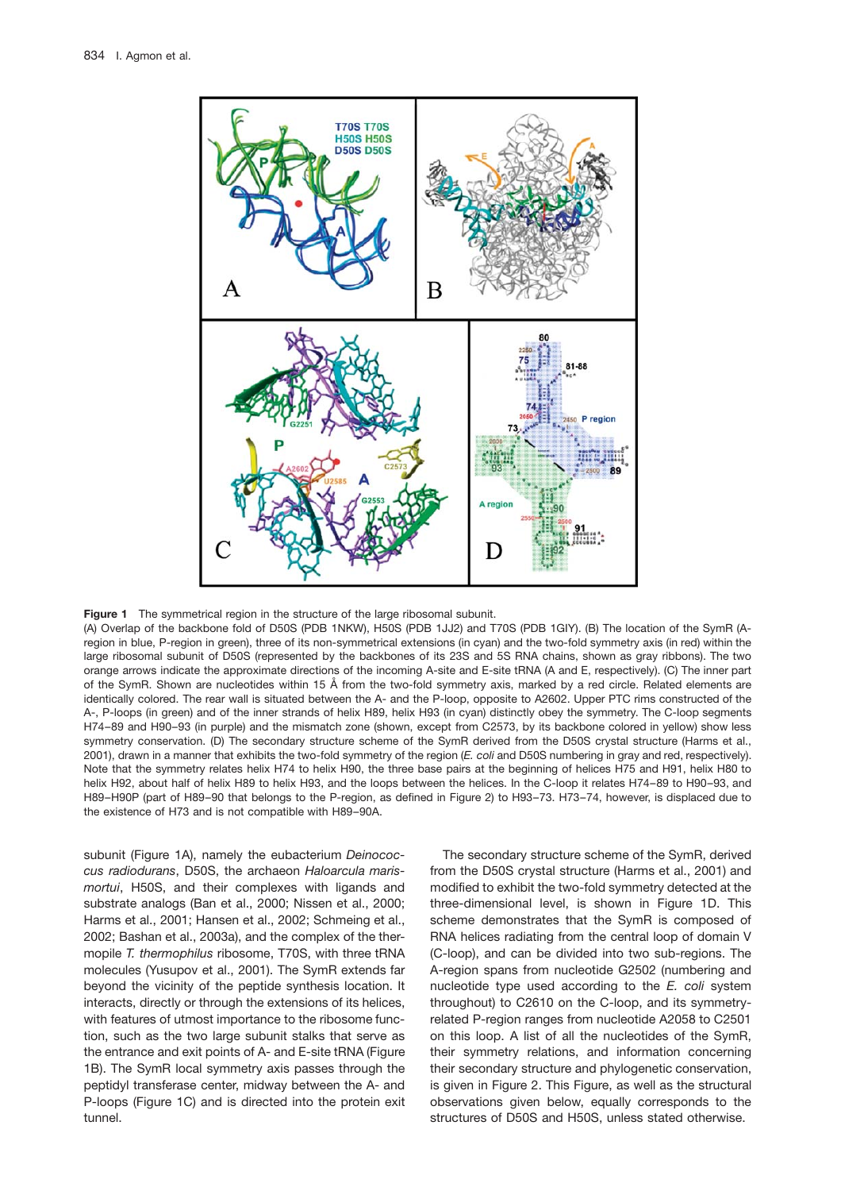**Figure 1** The symmetrical region in the structure of the large ribosomal subunit.
(A) Overlap of the backbone fold of D50S (PDB 1NKW), H50S (PDB 1JJ2) and T70S (PDB 1GIY). (B) The location of the SymR (A-region in blue, P-region in green), three of its non-symmetrical extensions (in cyan) and the two-fold symmetry axis (in red) within the large ribosomal subunit of D50S (represented by the backbones of its 23S and 5S RNA chains, shown as gray ribbons). The two orange arrows indicate the approximate directions of the incoming A-site and E-site tRNA (A and E, respectively). (C) The inner part of the SymR. Shown are nucleotides within 15 Å from the two-fold symmetry axis, marked by a red circle. Related elements are identically colored. The rear wall is situated between the A- and the P-loop, opposite to A2602. Upper PTC rims constructed of the A-, P-loops (in green) and of the inner strands of helix H89, helix H93 (in cyan) distinctly obey the symmetry. The C-loop segments H74–89 and H90–93 (in purple) and the mismatch zone (shown, except from C2573, by its backbone colored in yellow) show less symmetry conservation. (D) The secondary structure scheme of the SymR derived from the D50S crystal structure (Harms et al., 2001), drawn in a manner that exhibits the two-fold symmetry of the region (*E. coli* and D50S numbering in gray and red, respectively). Note that the symmetry relates helix H74 to helix H90, the three base pairs at the beginning of helices H75 and H91, helix H80 to helix H92, about half of helix H89 to helix H93, and the loops between the helices. In the C-loop it relates H74–89 to H90–93, and H89–H90P (part of H89–90 that belongs to the P-region, as defined in Figure 2) to H93–73. H73–74, however, is displaced due to the existence of H73 and is not compatible with H89–90A.

subunit (Figure 1A), namely the eubacterium *Deinococcus radiodurans*, D50S, the archaeon *Haloarcula marismortui*, H50S, and their complexes with ligands and substrate analogs (Ban et al., 2000; Nissen et al., 2000; Harms et al., 2001; Hansen et al., 2002; Schmeing et al., 2002; Bashan et al., 2003a), and the complex of the thermophile *T. thermophilus* ribosome, T70S, with three tRNA molecules (Yusupov et al., 2001). The SymR extends far beyond the vicinity of the peptide synthesis location. It interacts, directly or through the extensions of its helices, with features of utmost importance to the ribosome function, such as the two large subunit stalks that serve as the entrance and exit points of A- and E-site tRNA (Figure 1B). The SymR local symmetry axis passes through the peptidyl transferase center, midway between the A- and P-loops (Figure 1C) and is directed into the protein exit tunnel.

The secondary structure scheme of the SymR, derived from the D50S crystal structure (Harms et al., 2001) and modified to exhibit the two-fold symmetry detected at the three-dimensional level, is shown in Figure 1D. This scheme demonstrates that the SymR is composed of RNA helices radiating from the central loop of domain V (C-loop), and can be divided into two sub-regions. The A-region spans from nucleotide G2502 (numbering and nucleotide type used according to the *E. coli* system throughout) to C2610 on the C-loop, and its symmetry-related P-region ranges from nucleotide A2058 to C2501 on this loop. A list of all the nucleotides of the SymR, their symmetry relations, and information concerning their secondary structure and phylogenetic conservation, is given in Figure 2. This Figure, as well as the structural observations given below, equally corresponds to the structures of D50S and H50S, unless stated otherwise.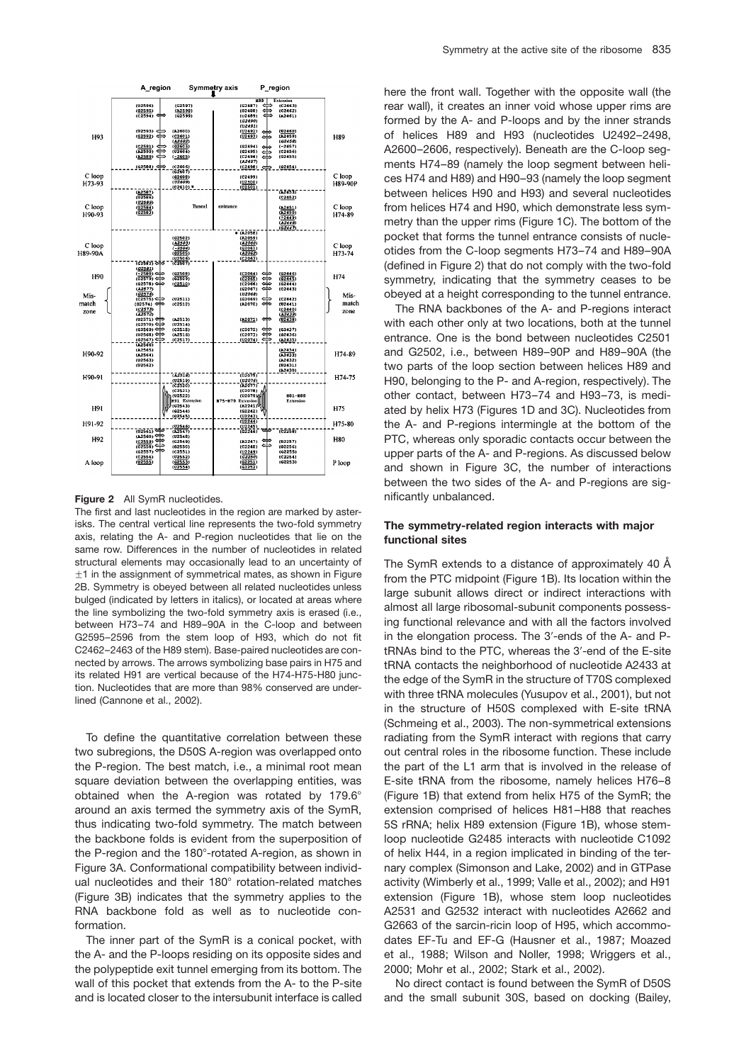**Figure 2** All SymR nucleotides.

The first and last nucleotides in the region are marked by asterisks. The central vertical line represents the two-fold symmetry axis, relating the A- and P-region nucleotides that lie on the same row. Differences in the number of nucleotides in related structural elements may occasionally lead to an uncertainty of ±1 in the assignment of symmetrical mates, as shown in Figure 2B. Symmetry is obeyed between all related nucleotides unless bulged (indicated by letters in italics), or located at areas where the line symbolizing the two-fold symmetry axis is erased (i.e., between H73–74 and H89–90A in the C-loop and between G2595–2596 from the stem loop of H93, which do not fit C2462–2463 of the H89 stem). Base-paired nucleotides are connected by arrows. The arrows symbolizing base pairs in H75 and its related H91 are vertical because of the H74-H75-H80 junction. Nucleotides that are more than 98% conserved are underlined (Cannone et al., 2002).

To define the quantitative correlation between these two subregions, the D50S A-region was overlapped onto the P-region. The best match, i.e., a minimal root mean square deviation between the overlapping entities, was obtained when the A-region was rotated by 179.6° around an axis termed the symmetry axis of the SymR, thus indicating two-fold symmetry. The match between the backbone folds is evident from the superposition of the P-region and the 180°-rotated A-region, as shown in Figure 3A. Conformational compatibility between individual nucleotides and their 180° rotation-related matches (Figure 3B) indicates that the symmetry applies to the RNA backbone fold as well as to nucleotide conformation.

The inner part of the SymR is a conical pocket, with the A- and the P-loops residing on its opposite sides and the polypeptide exit tunnel emerging from its bottom. The wall of this pocket that extends from the A- to the P-site and is located closer to the intersubunit interface is called here the front wall. Together with the opposite wall (the rear wall), it creates an inner void whose upper rims are formed by the A- and P-loops and by the inner strands of helices H89 and H93 (nucleotides U2492–2498, A2600–2606, respectively). Beneath are the C-loop segments H74–89 (namely the loop segment between helices H74 and H89) and H90–93 (namely the loop segment between helices H90 and H93) and several nucleotides from helices H74 and H90, which demonstrate less symmetry than the upper rims (Figure 1C). The bottom of the pocket that forms the tunnel entrance consists of nucleotides from the C-loop segments H73–74 and H89–90A (defined in Figure 2) that do not comply with the two-fold symmetry, indicating that the symmetry ceases to be obeyed at a height corresponding to the tunnel entrance.

The RNA backbones of the A- and P-regions interact with each other only at two locations, both at the tunnel entrance. One is the bond between nucleotides C2501 and G2502, i.e., between H89–90P and H89–90A (the two parts of the loop section between helices H89 and H90, belonging to the P- and A-region, respectively). The other contact, between H73–74 and H93–73, is mediated by helix H73 (Figures 1D and 3C). Nucleotides from the A- and P-regions intermingle at the bottom of the PTC, whereas only sporadic contacts occur between the upper parts of the A- and P-regions. As discussed below and shown in Figure 3C, the number of interactions between the two sides of the A- and P-regions are significantly unbalanced.

### The symmetry-related region interacts with major functional sites

The SymR extends to a distance of approximately 40 Å from the PTC midpoint (Figure 1B). Its location within the large subunit allows direct or indirect interactions with almost all large ribosomal-subunit components possessing functional relevance and with all the factors involved in the elongation process. The 3′-ends of the A- and P-tRNAs bind to the PTC, whereas the 3′-end of the E-site tRNA contacts the neighborhood of nucleotide A2433 at the edge of the SymR in the structure of T70S complexed with three tRNA molecules (Yusupov et al., 2001), but not in the structure of H50S complexed with E-site tRNA (Schmeing et al., 2003). The non-symmetrical extensions radiating from the SymR interact with regions that carry out central roles in the ribosome function. These include the part of the L1 arm that is involved in the release of E-site tRNA from the ribosome, namely helices H76–8 (Figure 1B) that extend from helix H75 of the SymR; the extension comprised of helices H81–H88 that reaches 5S rRNA; helix H89 extension (Figure 1B), whose stem-loop nucleotide G2485 interacts with nucleotide C1092 of helix H44, in a region implicated in binding of the ternary complex (Simonson and Lake, 2002) and in GTPase activity (Wimberly et al., 1999; Valle et al., 2002); and H91 extension (Figure 1B), whose stem loop nucleotides A2531 and G2532 interact with nucleotides A2662 and G2663 of the sarcin-ricin loop of H95, which accommodates EF-Tu and EF-G (Hausner et al., 1987; Moazed et al., 1988; Wilson and Noller, 1998; Wriggers et al., 2000; Mohr et al., 2002; Stark et al., 2002).

No direct contact is found between the SymR of D50S and the small subunit 30S, based on docking (Bailey,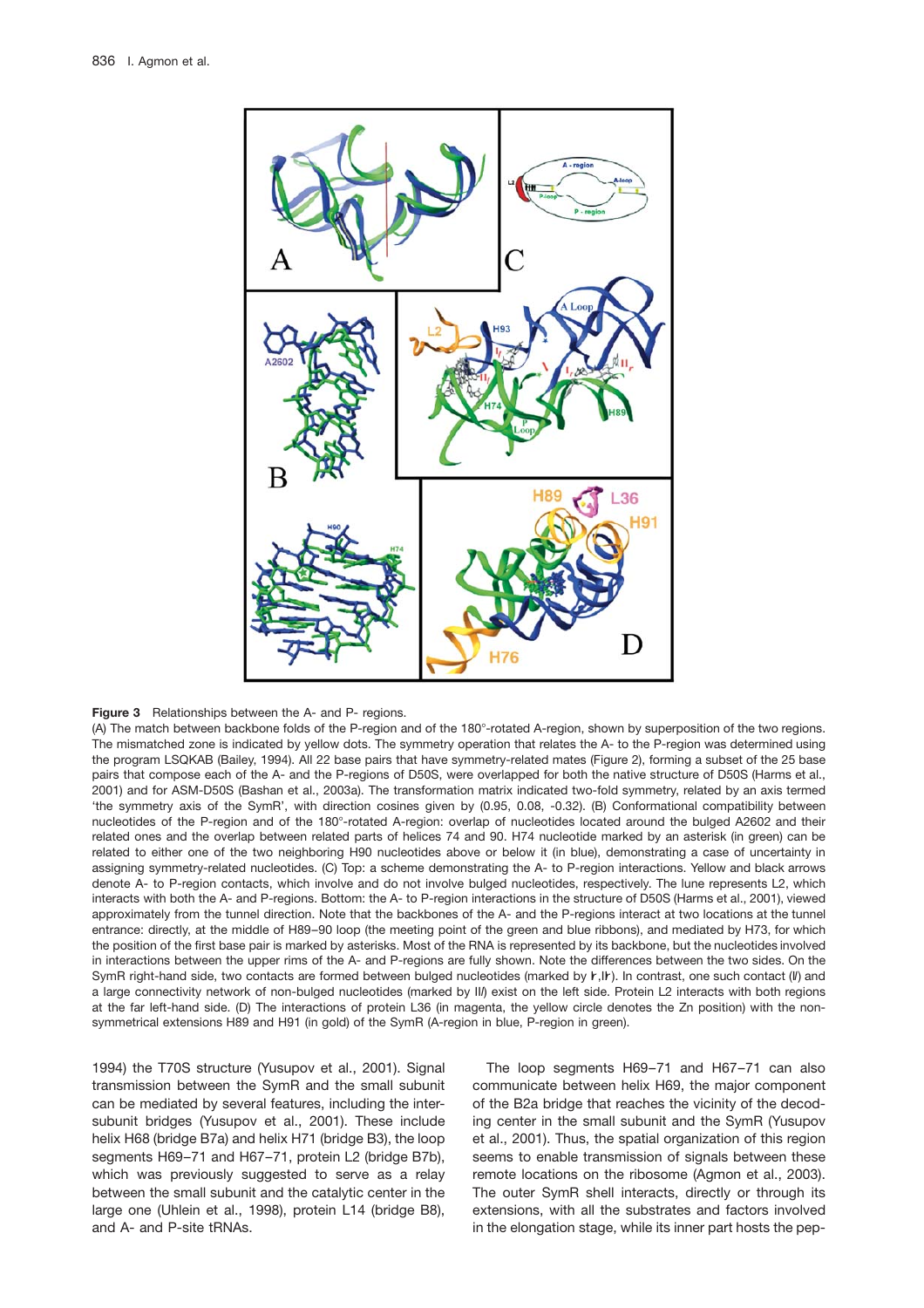**Figure 3** Relationships between the A- and P- regions.

(A) The match between backbone folds of the P-region and of the 180°-rotated A-region, shown by superposition of the two regions. The mismatched zone is indicated by yellow dots. The symmetry operation that relates the A- to the P-region was determined using the program LSQKAB (Bailey, 1994). All 22 base pairs that have symmetry-related mates (Figure 2), forming a subset of the 25 base pairs that compose each of the A- and the P-regions of D50S, were overlapped for both the native structure of D50S (Harms et al., 2001) and for ASM-D50S (Bashan et al., 2003a). The transformation matrix indicated two-fold symmetry, related by an axis termed 'the symmetry axis of the SymR', with direction cosines given by (0.95, 0.08, -0.32). (B) Conformational compatibility between nucleotides of the P-region and of the 180°-rotated A-region: overlap of nucleotides located around the bulged A2602 and their related ones and the overlap between related parts of helices 74 and 90. H74 nucleotide marked by an asterisk (in green) can be related to either one of the two neighboring H90 nucleotides above or below it (in blue), demonstrating a case of uncertainty in assigning symmetry-related nucleotides. (C) Top: a scheme demonstrating the A- to P-region interactions. Yellow and black arrows denote A- to P-region contacts, which involve and do not involve bulged nucleotides, respectively. The lune represents L2, which interacts with both the A- and P-regions. Bottom: the A- to P-region interactions in the structure of D50S (Harms et al., 2001), viewed approximately from the tunnel direction. Note that the backbones of the A- and the P-regions interact at two locations at the tunnel entrance: directly, at the middle of H89–90 loop (the meeting point of the green and blue ribbons), and mediated by H73, for which the position of the first base pair is marked by asterisks. Most of the RNA is represented by its backbone, but the nucleotides involved in interactions between the upper rims of the A- and P-regions are fully shown. Note the differences between the two sides. On the SymR right-hand side, two contacts are formed between bulged nucleotides (marked by Ir,IIr). In contrast, one such contact (Il) and a large connectivity network of non-bulged nucleotides (marked by IIl) exist on the left side. Protein L2 interacts with both regions at the far left-hand side. (D) The interactions of protein L36 (in magenta, the yellow circle denotes the Zn position) with the non-symmetrical extensions H89 and H91 (in gold) of the SymR (A-region in blue, P-region in green).

1994) the T70S structure (Yusupov et al., 2001). Signal transmission between the SymR and the small subunit can be mediated by several features, including the intersubunit bridges (Yusupov et al., 2001). These include helix H68 (bridge B7a) and helix H71 (bridge B3), the loop segments H69–71 and H67–71, protein L2 (bridge B7b), which was previously suggested to serve as a relay between the small subunit and the catalytic center in the large one (Uhlein et al., 1998), protein L14 (bridge B8), and A- and P-site tRNAs.

The loop segments H69–71 and H67–71 can also communicate between helix H69, the major component of the B2a bridge that reaches the vicinity of the decoding center in the small subunit and the SymR (Yusupov et al., 2001). Thus, the spatial organization of this region seems to enable transmission of signals between these remote locations on the ribosome (Agmon et al., 2003). The outer SymR shell interacts, directly or through its extensions, with all the substrates and factors involved in the elongation stage, while its inner part hosts the pep-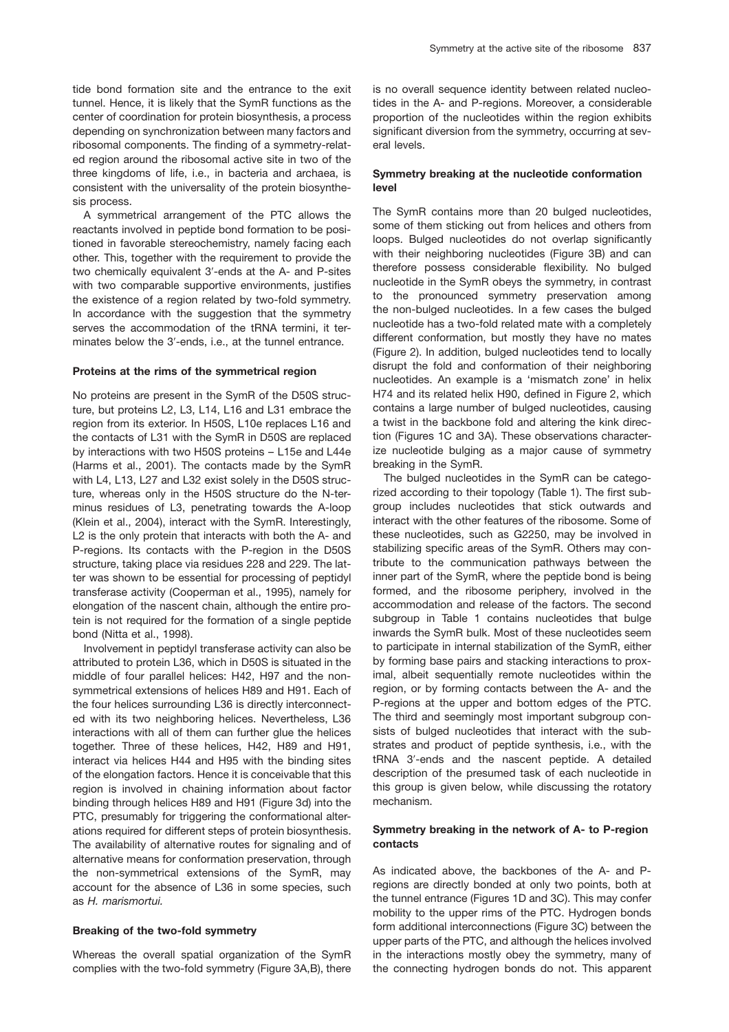tide bond formation site and the entrance to the exit tunnel. Hence, it is likely that the SymR functions as the center of coordination for protein biosynthesis, a process depending on synchronization between many factors and ribosomal components. The finding of a symmetry-related region around the ribosomal active site in two of the three kingdoms of life, i.e., in bacteria and archaea, is consistent with the universality of the protein biosynthesis process.

A symmetrical arrangement of the PTC allows the reactants involved in peptide bond formation to be positioned in favorable stereochemistry, namely facing each other. This, together with the requirement to provide the two chemically equivalent 3′-ends at the A- and P-sites with two comparable supportive environments, justifies the existence of a region related by two-fold symmetry. In accordance with the suggestion that the symmetry serves the accommodation of the tRNA termini, it terminates below the 3′-ends, i.e., at the tunnel entrance.

### Proteins at the rims of the symmetrical region

No proteins are present in the SymR of the D50S structure, but proteins L2, L3, L14, L16 and L31 embrace the region from its exterior. In H50S, L10e replaces L16 and the contacts of L31 with the SymR in D50S are replaced by interactions with two H50S proteins – L15e and L44e (Harms et al., 2001). The contacts made by the SymR with L4, L13, L27 and L32 exist solely in the D50S structure, whereas only in the H50S structure do the N-terminus residues of L3, penetrating towards the A-loop (Klein et al., 2004), interact with the SymR. Interestingly, L2 is the only protein that interacts with both the A- and P-regions. Its contacts with the P-region in the D50S structure, taking place via residues 228 and 229. The latter was shown to be essential for processing of peptidyl transferase activity (Cooperman et al., 1995), namely for elongation of the nascent chain, although the entire protein is not required for the formation of a single peptide bond (Nitta et al., 1998).

Involvement in peptidyl transferase activity can also be attributed to protein L36, which in D50S is situated in the middle of four parallel helices: H42, H97 and the non-symmetrical extensions of helices H89 and H91. Each of the four helices surrounding L36 is directly interconnected with its two neighboring helices. Nevertheless, L36 interactions with all of them can further glue the helices together. Three of these helices, H42, H89 and H91, interact via helices H44 and H95 with the binding sites of the elongation factors. Hence it is conceivable that this region is involved in chaining information about factor binding through helices H89 and H91 (Figure 3d) into the PTC, presumably for triggering the conformational alterations required for different steps of protein biosynthesis. The availability of alternative routes for signaling and of alternative means for conformation preservation, through the non-symmetrical extensions of the SymR, may account for the absence of L36 in some species, such as *H. marismortui.*

### Breaking of the two-fold symmetry

Whereas the overall spatial organization of the SymR complies with the two-fold symmetry (Figure 3A,B), there is no overall sequence identity between related nucleotides in the A- and P-regions. Moreover, a considerable proportion of the nucleotides within the region exhibits significant diversion from the symmetry, occurring at several levels.

### Symmetry breaking at the nucleotide conformation level

The SymR contains more than 20 bulged nucleotides, some of them sticking out from helices and others from loops. Bulged nucleotides do not overlap significantly with their neighboring nucleotides (Figure 3B) and can therefore possess considerable flexibility. No bulged nucleotide in the SymR obeys the symmetry, in contrast to the pronounced symmetry preservation among the non-bulged nucleotides. In a few cases the bulged nucleotide has a two-fold related mate with a completely different conformation, but mostly they have no mates (Figure 2). In addition, bulged nucleotides tend to locally disrupt the fold and conformation of their neighboring nucleotides. An example is a 'mismatch zone' in helix H74 and its related helix H90, defined in Figure 2, which contains a large number of bulged nucleotides, causing a twist in the backbone fold and altering the kink direction (Figures 1C and 3A). These observations characterize nucleotide bulging as a major cause of symmetry breaking in the SymR.

The bulged nucleotides in the SymR can be categorized according to their topology (Table 1). The first subgroup includes nucleotides that stick outwards and interact with the other features of the ribosome. Some of these nucleotides, such as G2250, may be involved in stabilizing specific areas of the SymR. Others may contribute to the communication pathways between the inner part of the SymR, where the peptide bond is being formed, and the ribosome periphery, involved in the accommodation and release of the factors. The second subgroup in Table 1 contains nucleotides that bulge inwards the SymR bulk. Most of these nucleotides seem to participate in internal stabilization of the SymR, either by forming base pairs and stacking interactions to proximal, albeit sequentially remote nucleotides within the region, or by forming contacts between the A- and the P-regions at the upper and bottom edges of the PTC. The third and seemingly most important subgroup consists of bulged nucleotides that interact with the substrates and product of peptide synthesis, i.e., with the tRNA 3′-ends and the nascent peptide. A detailed description of the presumed task of each nucleotide in this group is given below, while discussing the rotatory mechanism.

### Symmetry breaking in the network of A- to P-region contacts

As indicated above, the backbones of the A- and P-regions are directly bonded at only two points, both at the tunnel entrance (Figures 1D and 3C). This may confer mobility to the upper rims of the PTC. Hydrogen bonds form additional interconnections (Figure 3C) between the upper parts of the PTC, and although the helices involved in the interactions mostly obey the symmetry, many of the connecting hydrogen bonds do not. This apparent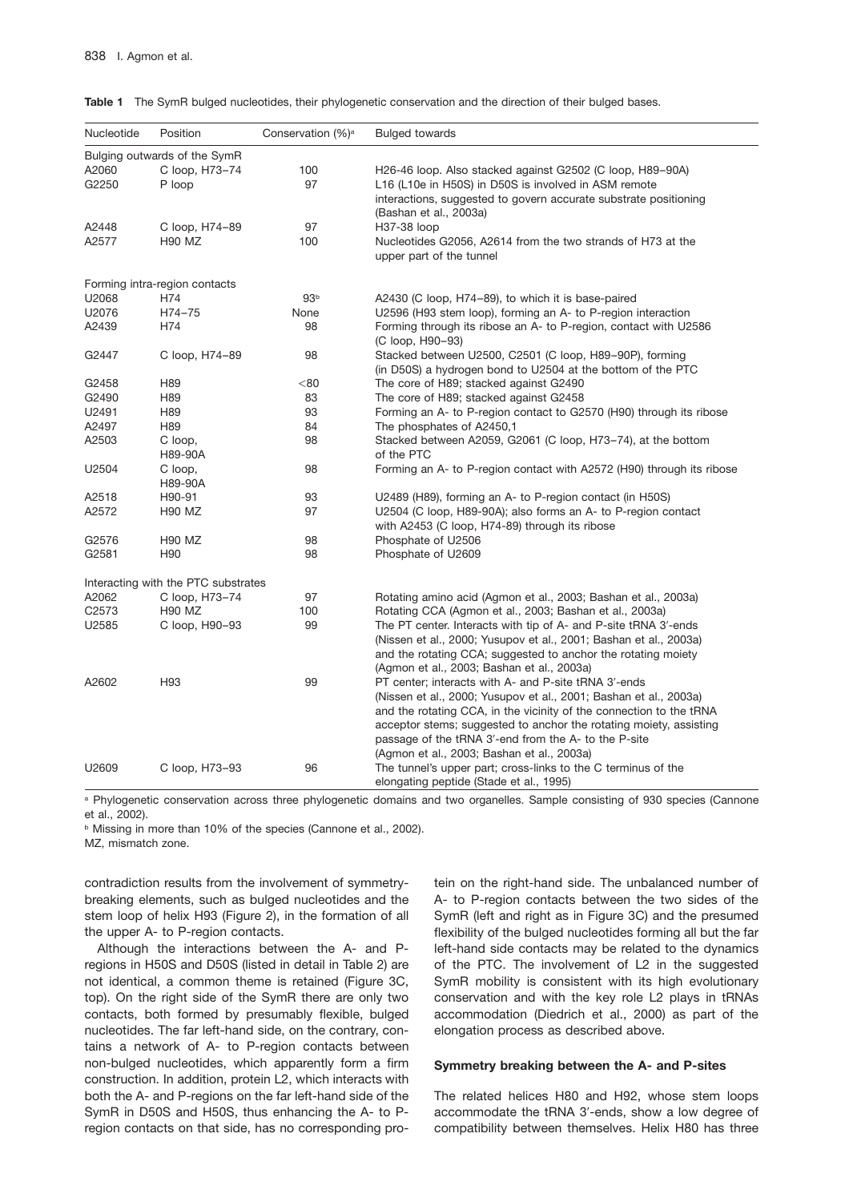**Table 1** The SymR bulged nucleotides, their phylogenetic conservation and the direction of their bulged bases.

| Nucleotide | Position | Conservation (%)[a] | Bulged towards |
|---|---|---|---|
| Bulging outwards of the SymR | | | |
| A2060 | C loop, H73–74 | 100 | H26-46 loop. Also stacked against G2502 (C loop, H89–90A) |
| G2250 | P loop | 97 | L16 (L10e in H50S) in D50S is involved in ASM remote interactions, suggested to govern accurate substrate positioning (Bashan et al., 2003a) |
| A2448 | C loop, H74–89 | 97 | H37-38 loop |
| A2577 | H90 MZ | 100 | Nucleotides G2056, A2614 from the two strands of H73 at the upper part of the tunnel |
| Forming intra-region contacts | | | |
| U2068 | H74 | 93[b] | A2430 (C loop, H74–89), to which it is base-paired |
| U2076 | H74–75 | None | U2596 (H93 stem loop), forming an A- to P-region interaction |
| A2439 | H74 | 98 | Forming through its ribose an A- to P-region, contact with U2586 (C loop, H90–93) |
| G2447 | C loop, H74–89 | 98 | Stacked between U2500, C2501 (C loop, H89–90P), forming (in D50S) a hydrogen bond to U2504 at the bottom of the PTC |
| G2458 | H89 | <80 | The core of H89; stacked against G2490 |
| G2490 | H89 | 83 | The core of H89; stacked against G2458 |
| U2491 | H89 | 93 | Forming an A- to P-region contact to G2570 (H90) through its ribose |
| A2497 | H89 | 84 | The phosphates of A2450,1 |
| A2503 | C loop, H89-90A | 98 | Stacked between A2059, G2061 (C loop, H73–74), at the bottom of the PTC |
| U2504 | C loop, H89-90A | 98 | Forming an A- to P-region contact with A2572 (H90) through its ribose |
| A2518 | H90-91 | 93 | U2489 (H89), forming an A- to P-region contact (in H50S) |
| A2572 | H90 MZ | 97 | U2504 (C loop, H89-90A); also forms an A- to P-region contact with A2453 (C loop, H74-89) through its ribose |
| G2576 | H90 MZ | 98 | Phosphate of U2506 |
| G2581 | H90 | 98 | Phosphate of U2609 |
| Interacting with the PTC substrates | | | |
| A2062 | C loop, H73–74 | 97 | Rotating amino acid (Agmon et al., 2003; Bashan et al., 2003a) |
| C2573 | H90 MZ | 100 | Rotating CCA (Agmon et al., 2003; Bashan et al., 2003a) |
| U2585 | C loop, H90–93 | 99 | The PT center. Interacts with tip of A- and P-site tRNA 3′-ends (Nissen et al., 2000; Yusupov et al., 2001; Bashan et al., 2003a) and the rotating CCA; suggested to anchor the rotating moiety (Agmon et al., 2003; Bashan et al., 2003a) |
| A2602 | H93 | 99 | PT center; interacts with A- and P-site tRNA 3′-ends (Nissen et al., 2000; Yusupov et al., 2001; Bashan et al., 2003a) and the rotating CCA, in the vicinity of the connection to the tRNA acceptor stems; suggested to anchor the rotating moiety, assisting passage of the tRNA 3′-end from the A- to the P-site (Agmon et al., 2003; Bashan et al., 2003a) |
| U2609 | C loop, H73–93 | 96 | The tunnel's upper part; cross-links to the C terminus of the elongating peptide (Stade et al., 1995) |

[a] Phylogenetic conservation across three phylogenetic domains and two organelles. Sample consisting of 930 species (Cannone et al., 2002).

[b] Missing in more than 10% of the species (Cannone et al., 2002).

MZ, mismatch zone.

contradiction results from the involvement of symmetry-breaking elements, such as bulged nucleotides and the stem loop of helix H93 (Figure 2), in the formation of all the upper A- to P-region contacts.

Although the interactions between the A- and P-regions in H50S and D50S (listed in detail in Table 2) are not identical, a common theme is retained (Figure 3C, top). On the right side of the SymR there are only two contacts, both formed by presumably flexible, bulged nucleotides. The far left-hand side, on the contrary, contains a network of A- to P-region contacts between non-bulged nucleotides, which apparently form a firm construction. In addition, protein L2, which interacts with both the A- and P-regions on the far left-hand side of the SymR in D50S and H50S, thus enhancing the A- to P-region contacts on that side, has no corresponding protein on the right-hand side. The unbalanced number of A- to P-region contacts between the two sides of the SymR (left and right as in Figure 3C) and the presumed flexibility of the bulged nucleotides forming all but the far left-hand side contacts may be related to the dynamics of the PTC. The involvement of L2 in the suggested SymR mobility is consistent with its high evolutionary conservation and with the key role L2 plays in tRNAs accommodation (Diedrich et al., 2000) as part of the elongation process as described above.

### Symmetry breaking between the A- and P-sites

The related helices H80 and H92, whose stem loops accommodate the tRNA 3′-ends, show a low degree of compatibility between themselves. Helix H80 has three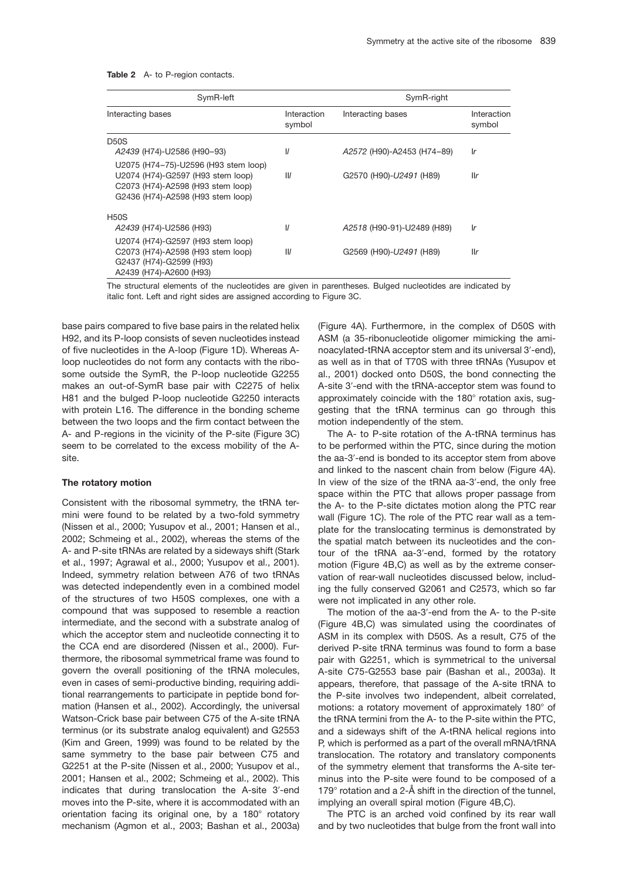**Table 2** A- to P-region contacts.

| SymR-left | | SymR-right | |
|---|---|---|---|
| Interacting bases | Interaction symbol | Interacting bases | Interaction symbol |
| D50S | | | |
| *A2439* (H74)-U2586 (H90–93) | I*l* | *A2572* (H90)-A2453 (H74–89) | I*r* |
| U2075 (H74–75)-U2596 (H93 stem loop)<br>U2074 (H74)-G2597 (H93 stem loop)<br>C2073 (H74)-A2598 (H93 stem loop)<br>G2436 (H74)-A2598 (H93 stem loop) | II*l* | G2570 (H90)-*U2491* (H89) | II*r* |
| H50S | | | |
| *A2439* (H74)-U2586 (H93) | I*l* | *A2518* (H90-91)-U2489 (H89) | I*r* |
| U2074 (H74)-G2597 (H93 stem loop)<br>C2073 (H74)-A2598 (H93 stem loop)<br>G2437 (H74)-G2599 (H93)<br>A2439 (H74)-A2600 (H93) | II*l* | G2569 (H90)-*U2491* (H89) | II*r* |

The structural elements of the nucleotides are given in parentheses. Bulged nucleotides are indicated by italic font. Left and right sides are assigned according to Figure 3C.

base pairs compared to five base pairs in the related helix H92, and its P-loop consists of seven nucleotides instead of five nucleotides in the A-loop (Figure 1D). Whereas A-loop nucleotides do not form any contacts with the ribosome outside the SymR, the P-loop nucleotide G2255 makes an out-of-SymR base pair with C2275 of helix H81 and the bulged P-loop nucleotide G2250 interacts with protein L16. The difference in the bonding scheme between the two loops and the firm contact between the A- and P-regions in the vicinity of the P-site (Figure 3C) seem to be correlated to the excess mobility of the A-site.

### The rotatory motion

Consistent with the ribosomal symmetry, the tRNA termini were found to be related by a two-fold symmetry (Nissen et al., 2000; Yusupov et al., 2001; Hansen et al., 2002; Schmeing et al., 2002), whereas the stems of the A- and P-site tRNAs are related by a sideways shift (Stark et al., 1997; Agrawal et al., 2000; Yusupov et al., 2001). Indeed, symmetry relation between A76 of two tRNAs was detected independently even in a combined model of the structures of two H50S complexes, one with a compound that was supposed to resemble a reaction intermediate, and the second with a substrate analog of which the acceptor stem and nucleotide connecting it to the CCA end are disordered (Nissen et al., 2000). Furthermore, the ribosomal symmetrical frame was found to govern the overall positioning of the tRNA molecules, even in cases of semi-productive binding, requiring additional rearrangements to participate in peptide bond formation (Hansen et al., 2002). Accordingly, the universal Watson-Crick base pair between C75 of the A-site tRNA terminus (or its substrate analog equivalent) and G2553 (Kim and Green, 1999) was found to be related by the same symmetry to the base pair between C75 and G2251 at the P-site (Nissen et al., 2000; Yusupov et al., 2001; Hansen et al., 2002; Schmeing et al., 2002). This indicates that during translocation the A-site 3′-end moves into the P-site, where it is accommodated with an orientation facing its original one, by a 180° rotatory mechanism (Agmon et al., 2003; Bashan et al., 2003a) (Figure 4A). Furthermore, in the complex of D50S with ASM (a 35-ribonucleotide oligomer mimicking the aminoacylated-tRNA acceptor stem and its universal 3′-end), as well as in that of T70S with three tRNAs (Yusupov et al., 2001) docked onto D50S, the bond connecting the A-site 3′-end with the tRNA-acceptor stem was found to approximately coincide with the 180° rotation axis, suggesting that the tRNA terminus can go through this motion independently of the stem.

The A- to P-site rotation of the A-tRNA terminus has to be performed within the PTC, since during the motion the aa-3′-end is bonded to its acceptor stem from above and linked to the nascent chain from below (Figure 4A). In view of the size of the tRNA aa-3′-end, the only free space within the PTC that allows proper passage from the A- to the P-site dictates motion along the PTC rear wall (Figure 1C). The role of the PTC rear wall as a template for the translocating terminus is demonstrated by the spatial match between its nucleotides and the contour of the tRNA aa-3′-end, formed by the rotatory motion (Figure 4B,C) as well as by the extreme conservation of rear-wall nucleotides discussed below, including the fully conserved G2061 and C2573, which so far were not implicated in any other role.

The motion of the aa-3′-end from the A- to the P-site (Figure 4B,C) was simulated using the coordinates of ASM in its complex with D50S. As a result, C75 of the derived P-site tRNA terminus was found to form a base pair with G2251, which is symmetrical to the universal A-site C75-G2553 base pair (Bashan et al., 2003a). It appears, therefore, that passage of the A-site tRNA to the P-site involves two independent, albeit correlated, motions: a rotatory movement of approximately 180° of the tRNA termini from the A- to the P-site within the PTC, and a sideways shift of the A-tRNA helical regions into P, which is performed as a part of the overall mRNA/tRNA translocation. The rotatory and translatory components of the symmetry element that transforms the A-site terminus into the P-site were found to be composed of a 179° rotation and a 2-Å shift in the direction of the tunnel, implying an overall spiral motion (Figure 4B,C).

The PTC is an arched void confined by its rear wall and by two nucleotides that bulge from the front wall into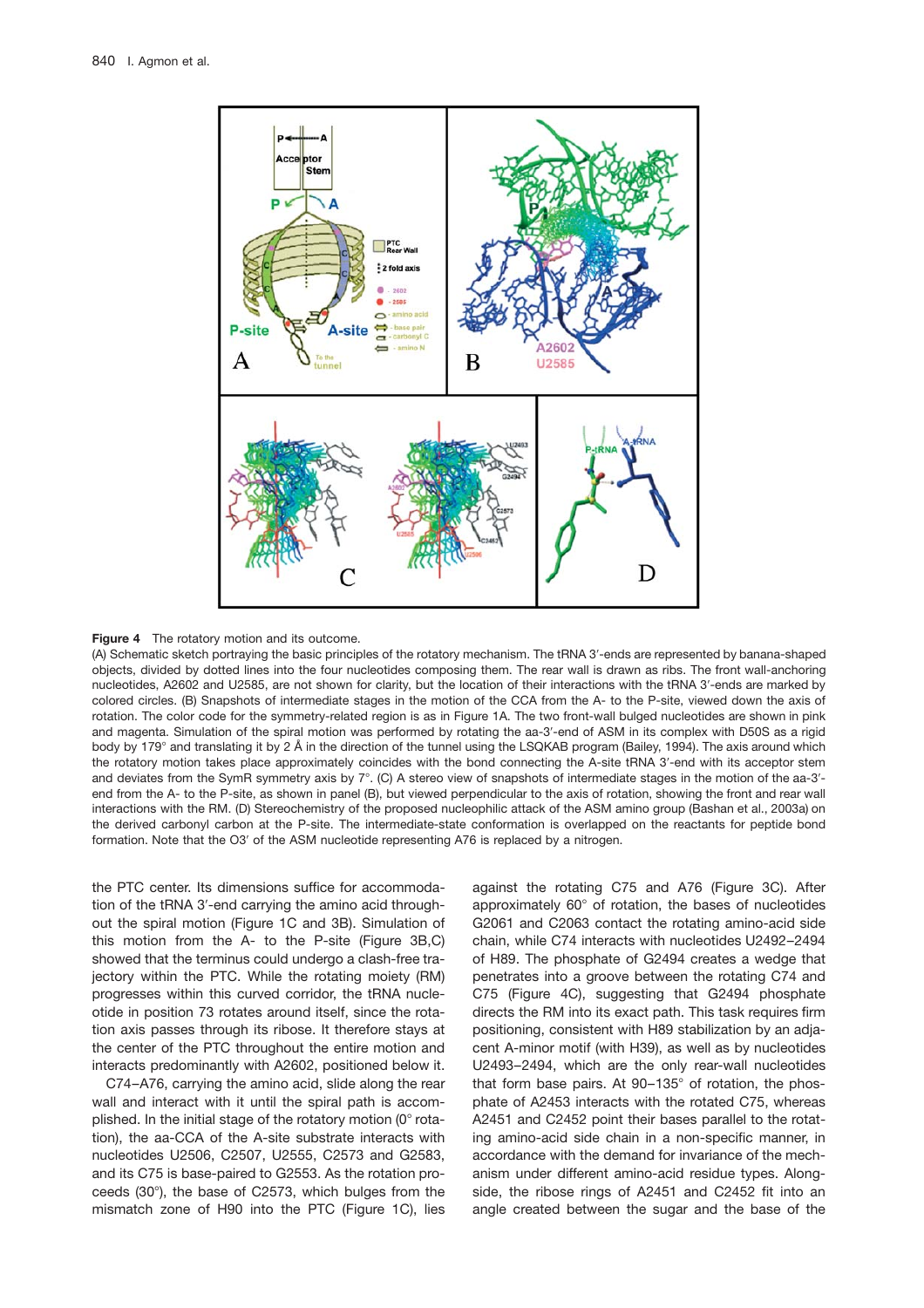**Figure 4** The rotatory motion and its outcome.

(A) Schematic sketch portraying the basic principles of the rotatory mechanism. The tRNA 3′-ends are represented by banana-shaped objects, divided by dotted lines into the four nucleotides composing them. The rear wall is drawn as ribs. The front wall-anchoring nucleotides, A2602 and U2585, are not shown for clarity, but the location of their interactions with the tRNA 3′-ends are marked by colored circles. (B) Snapshots of intermediate stages in the motion of the CCA from the A- to the P-site, viewed down the axis of rotation. The color code for the symmetry-related region is as in Figure 1A. The two front-wall bulged nucleotides are shown in pink and magenta. Simulation of the spiral motion was performed by rotating the aa-3′-end of ASM in its complex with D50S as a rigid body by 179° and translating it by 2 Å in the direction of the tunnel using the LSQKAB program (Bailey, 1994). The axis around which the rotatory motion takes place approximately coincides with the bond connecting the A-site tRNA 3′-end with its acceptor stem and deviates from the SymR symmetry axis by 7°. (C) A stereo view of snapshots of intermediate stages in the motion of the aa-3′-end from the A- to the P-site, as shown in panel (B), but viewed perpendicular to the axis of rotation, showing the front and rear wall interactions with the RM. (D) Stereochemistry of the proposed nucleophilic attack of the ASM amino group (Bashan et al., 2003a) on the derived carbonyl carbon at the P-site. The intermediate-state conformation is overlapped on the reactants for peptide bond formation. Note that the O3′ of the ASM nucleotide representing A76 is replaced by a nitrogen.

the PTC center. Its dimensions suffice for accommodation of the tRNA 3′-end carrying the amino acid throughout the spiral motion (Figure 1C and 3B). Simulation of this motion from the A- to the P-site (Figure 3B,C) showed that the terminus could undergo a clash-free trajectory within the PTC. While the rotating moiety (RM) progresses within this curved corridor, the tRNA nucleotide in position 73 rotates around itself, since the rotation axis passes through its ribose. It therefore stays at the center of the PTC throughout the entire motion and interacts predominantly with A2602, positioned below it.

C74–A76, carrying the amino acid, slide along the rear wall and interact with it until the spiral path is accomplished. In the initial stage of the rotatory motion (0° rotation), the aa-CCA of the A-site substrate interacts with nucleotides U2506, C2507, U2555, C2573 and G2583, and its C75 is base-paired to G2553. As the rotation proceeds (30°), the base of C2573, which bulges from the mismatch zone of H90 into the PTC (Figure 1C), lies against the rotating C75 and A76 (Figure 3C). After approximately 60° of rotation, the bases of nucleotides G2061 and C2063 contact the rotating amino-acid side chain, while C74 interacts with nucleotides U2492–2494 of H89. The phosphate of G2494 creates a wedge that penetrates into a groove between the rotating C74 and C75 (Figure 4C), suggesting that G2494 phosphate directs the RM into its exact path. This task requires firm positioning, consistent with H89 stabilization by an adjacent A-minor motif (with H39), as well as by nucleotides U2493–2494, which are the only rear-wall nucleotides that form base pairs. At 90–135° of rotation, the phosphate of A2453 interacts with the rotated C75, whereas A2451 and C2452 point their bases parallel to the rotating amino-acid side chain in a non-specific manner, in accordance with the demand for invariance of the mechanism under different amino-acid residue types. Alongside, the ribose rings of A2451 and C2452 fit into an angle created between the sugar and the base of the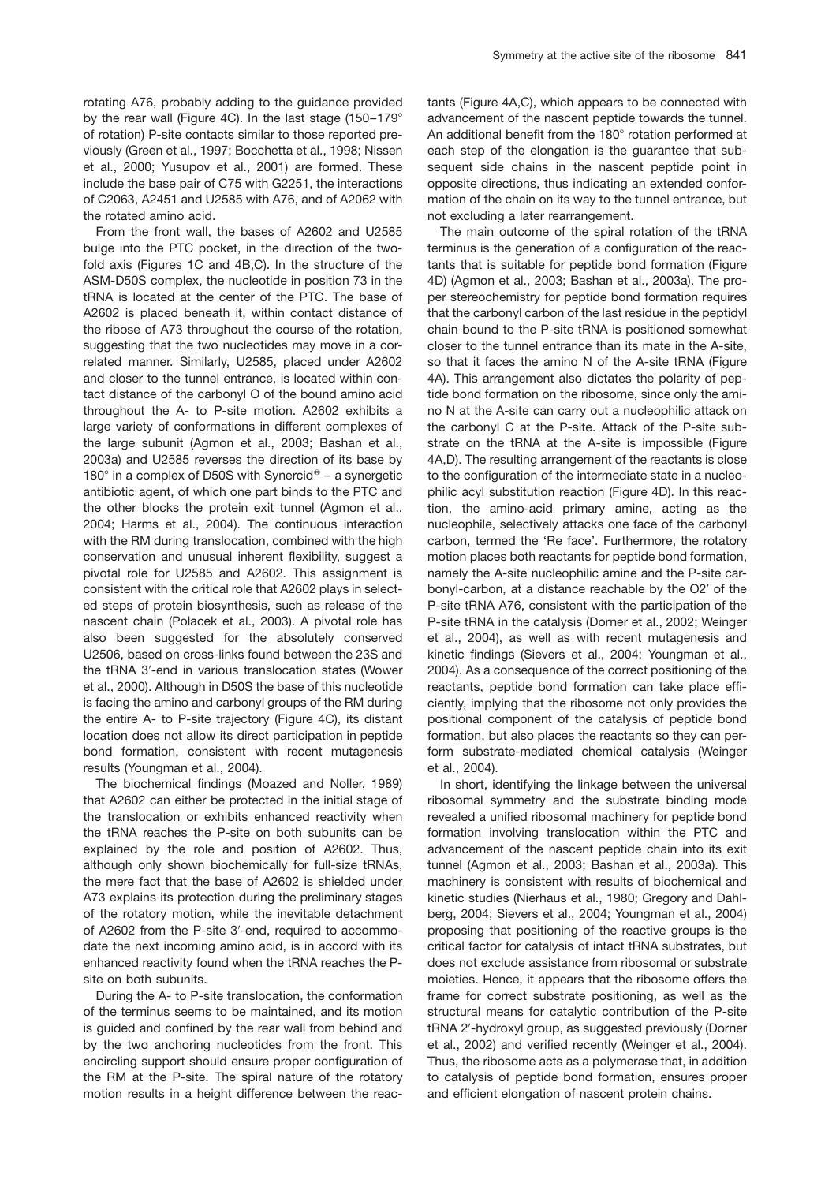rotating A76, probably adding to the guidance provided by the rear wall (Figure 4C). In the last stage (150–179° of rotation) P-site contacts similar to those reported previously (Green et al., 1997; Bocchetta et al., 1998; Nissen et al., 2000; Yusupov et al., 2001) are formed. These include the base pair of C75 with G2251, the interactions of C2063, A2451 and U2585 with A76, and of A2062 with the rotated amino acid.

From the front wall, the bases of A2602 and U2585 bulge into the PTC pocket, in the direction of the two-fold axis (Figures 1C and 4B,C). In the structure of the ASM-D50S complex, the nucleotide in position 73 in the tRNA is located at the center of the PTC. The base of A2602 is placed beneath it, within contact distance of the ribose of A73 throughout the course of the rotation, suggesting that the two nucleotides may move in a correlated manner. Similarly, U2585, placed under A2602 and closer to the tunnel entrance, is located within contact distance of the carbonyl O of the bound amino acid throughout the A- to P-site motion. A2602 exhibits a large variety of conformations in different complexes of the large subunit (Agmon et al., 2003; Bashan et al., 2003a) and U2585 reverses the direction of its base by 180° in a complex of D50S with Synercid® – a synergetic antibiotic agent, of which one part binds to the PTC and the other blocks the protein exit tunnel (Agmon et al., 2004; Harms et al., 2004). The continuous interaction with the RM during translocation, combined with the high conservation and unusual inherent flexibility, suggest a pivotal role for U2585 and A2602. This assignment is consistent with the critical role that A2602 plays in selected steps of protein biosynthesis, such as release of the nascent chain (Polacek et al., 2003). A pivotal role has also been suggested for the absolutely conserved U2506, based on cross-links found between the 23S and the tRNA 3′-end in various translocation states (Wower et al., 2000). Although in D50S the base of this nucleotide is facing the amino and carbonyl groups of the RM during the entire A- to P-site trajectory (Figure 4C), its distant location does not allow its direct participation in peptide bond formation, consistent with recent mutagenesis results (Youngman et al., 2004).

The biochemical findings (Moazed and Noller, 1989) that A2602 can either be protected in the initial stage of the translocation or exhibits enhanced reactivity when the tRNA reaches the P-site on both subunits can be explained by the role and position of A2602. Thus, although only shown biochemically for full-size tRNAs, the mere fact that the base of A2602 is shielded under A73 explains its protection during the preliminary stages of the rotatory motion, while the inevitable detachment of A2602 from the P-site 3′-end, required to accommodate the next incoming amino acid, is in accord with its enhanced reactivity found when the tRNA reaches the P-site on both subunits.

During the A- to P-site translocation, the conformation of the terminus seems to be maintained, and its motion is guided and confined by the rear wall from behind and by the two anchoring nucleotides from the front. This encircling support should ensure proper configuration of the RM at the P-site. The spiral nature of the rotatory motion results in a height difference between the reactants (Figure 4A,C), which appears to be connected with advancement of the nascent peptide towards the tunnel. An additional benefit from the 180° rotation performed at each step of the elongation is the guarantee that subsequent side chains in the nascent peptide point in opposite directions, thus indicating an extended conformation of the chain on its way to the tunnel entrance, but not excluding a later rearrangement.

The main outcome of the spiral rotation of the tRNA terminus is the generation of a configuration of the reactants that is suitable for peptide bond formation (Figure 4D) (Agmon et al., 2003; Bashan et al., 2003a). The proper stereochemistry for peptide bond formation requires that the carbonyl carbon of the last residue in the peptidyl chain bound to the P-site tRNA is positioned somewhat closer to the tunnel entrance than its mate in the A-site, so that it faces the amino N of the A-site tRNA (Figure 4A). This arrangement also dictates the polarity of peptide bond formation on the ribosome, since only the amino N at the A-site can carry out a nucleophilic attack on the carbonyl C at the P-site. Attack of the P-site substrate on the tRNA at the A-site is impossible (Figure 4A,D). The resulting arrangement of the reactants is close to the configuration of the intermediate state in a nucleophilic acyl substitution reaction (Figure 4D). In this reaction, the amino-acid primary amine, acting as the nucleophile, selectively attacks one face of the carbonyl carbon, termed the 'Re face'. Furthermore, the rotatory motion places both reactants for peptide bond formation, namely the A-site nucleophilic amine and the P-site carbonyl-carbon, at a distance reachable by the O2′ of the P-site tRNA A76, consistent with the participation of the P-site tRNA in the catalysis (Dorner et al., 2002; Weinger et al., 2004), as well as with recent mutagenesis and kinetic findings (Sievers et al., 2004; Youngman et al., 2004). As a consequence of the correct positioning of the reactants, peptide bond formation can take place efficiently, implying that the ribosome not only provides the positional component of the catalysis of peptide bond formation, but also places the reactants so they can perform substrate-mediated chemical catalysis (Weinger et al., 2004).

In short, identifying the linkage between the universal ribosomal symmetry and the substrate binding mode revealed a unified ribosomal machinery for peptide bond formation involving translocation within the PTC and advancement of the nascent peptide chain into its exit tunnel (Agmon et al., 2003; Bashan et al., 2003a). This machinery is consistent with results of biochemical and kinetic studies (Nierhaus et al., 1980; Gregory and Dahlberg, 2004; Sievers et al., 2004; Youngman et al., 2004) proposing that positioning of the reactive groups is the critical factor for catalysis of intact tRNA substrates, but does not exclude assistance from ribosomal or substrate moieties. Hence, it appears that the ribosome offers the frame for correct substrate positioning, as well as the structural means for catalytic contribution of the P-site tRNA 2′-hydroxyl group, as suggested previously (Dorner et al., 2002) and verified recently (Weinger et al., 2004). Thus, the ribosome acts as a polymerase that, in addition to catalysis of peptide bond formation, ensures proper and efficient elongation of nascent protein chains.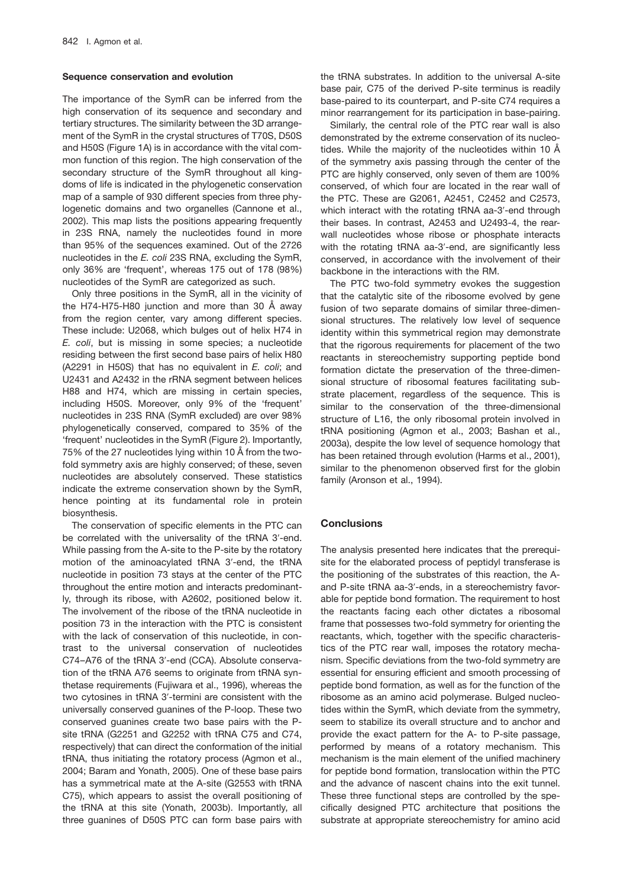### Sequence conservation and evolution

The importance of the SymR can be inferred from the high conservation of its sequence and secondary and tertiary structures. The similarity between the 3D arrangement of the SymR in the crystal structures of T70S, D50S and H50S (Figure 1A) is in accordance with the vital common function of this region. The high conservation of the secondary structure of the SymR throughout all kingdoms of life is indicated in the phylogenetic conservation map of a sample of 930 different species from three phylogenetic domains and two organelles (Cannone et al., 2002). This map lists the positions appearing frequently in 23S RNA, namely the nucleotides found in more than 95% of the sequences examined. Out of the 2726 nucleotides in the *E. coli* 23S RNA, excluding the SymR, only 36% are 'frequent', whereas 175 out of 178 (98%) nucleotides of the SymR are categorized as such.

Only three positions in the SymR, all in the vicinity of the H74-H75-H80 junction and more than 30 Å away from the region center, vary among different species. These include: U2068, which bulges out of helix H74 in *E. coli*, but is missing in some species; a nucleotide residing between the first second base pairs of helix H80 (A2291 in H50S) that has no equivalent in *E. coli*; and U2431 and A2432 in the rRNA segment between helices H88 and H74, which are missing in certain species, including H50S. Moreover, only 9% of the 'frequent' nucleotides in 23S RNA (SymR excluded) are over 98% phylogenetically conserved, compared to 35% of the 'frequent' nucleotides in the SymR (Figure 2). Importantly, 75% of the 27 nucleotides lying within 10 Å from the two-fold symmetry axis are highly conserved; of these, seven nucleotides are absolutely conserved. These statistics indicate the extreme conservation shown by the SymR, hence pointing at its fundamental role in protein biosynthesis.

The conservation of specific elements in the PTC can be correlated with the universality of the tRNA 3′-end. While passing from the A-site to the P-site by the rotatory motion of the aminoacylated tRNA 3′-end, the tRNA nucleotide in position 73 stays at the center of the PTC throughout the entire motion and interacts predominantly, through its ribose, with A2602, positioned below it. The involvement of the ribose of the tRNA nucleotide in position 73 in the interaction with the PTC is consistent with the lack of conservation of this nucleotide, in contrast to the universal conservation of nucleotides C74–A76 of the tRNA 3′-end (CCA). Absolute conservation of the tRNA A76 seems to originate from tRNA synthetase requirements (Fujiwara et al., 1996), whereas the two cytosines in tRNA 3′-termini are consistent with the universally conserved guanines of the P-loop. These two conserved guanines create two base pairs with the P-site tRNA (G2251 and G2252 with tRNA C75 and C74, respectively) that can direct the conformation of the initial tRNA, thus initiating the rotatory process (Agmon et al., 2004; Baram and Yonath, 2005). One of these base pairs has a symmetrical mate at the A-site (G2553 with tRNA C75), which appears to assist the overall positioning of the tRNA at this site (Yonath, 2003b). Importantly, all three guanines of D50S PTC can form base pairs with the tRNA substrates. In addition to the universal A-site base pair, C75 of the derived P-site terminus is readily base-paired to its counterpart, and P-site C74 requires a minor rearrangement for its participation in base-pairing.

Similarly, the central role of the PTC rear wall is also demonstrated by the extreme conservation of its nucleotides. While the majority of the nucleotides within 10 Å of the symmetry axis passing through the center of the PTC are highly conserved, only seven of them are 100% conserved, of which four are located in the rear wall of the PTC. These are G2061, A2451, C2452 and C2573, which interact with the rotating tRNA aa-3′-end through their bases. In contrast, A2453 and U2493-4, the rear-wall nucleotides whose ribose or phosphate interacts with the rotating tRNA aa-3′-end, are significantly less conserved, in accordance with the involvement of their backbone in the interactions with the RM.

The PTC two-fold symmetry evokes the suggestion that the catalytic site of the ribosome evolved by gene fusion of two separate domains of similar three-dimensional structures. The relatively low level of sequence identity within this symmetrical region may demonstrate that the rigorous requirements for placement of the two reactants in stereochemistry supporting peptide bond formation dictate the preservation of the three-dimensional structure of ribosomal features facilitating substrate placement, regardless of the sequence. This is similar to the conservation of the three-dimensional structure of L16, the only ribosomal protein involved in tRNA positioning (Agmon et al., 2003; Bashan et al., 2003a), despite the low level of sequence homology that has been retained through evolution (Harms et al., 2001), similar to the phenomenon observed first for the globin family (Aronson et al., 1994).

## Conclusions

The analysis presented here indicates that the prerequisite for the elaborated process of peptidyl transferase is the positioning of the substrates of this reaction, the A- and P-site tRNA aa-3′-ends, in a stereochemistry favorable for peptide bond formation. The requirement to host the reactants facing each other dictates a ribosomal frame that possesses two-fold symmetry for orienting the reactants, which, together with the specific characteristics of the PTC rear wall, imposes the rotatory mechanism. Specific deviations from the two-fold symmetry are essential for ensuring efficient and smooth processing of peptide bond formation, as well as for the function of the ribosome as an amino acid polymerase. Bulged nucleotides within the SymR, which deviate from the symmetry, seem to stabilize its overall structure and to anchor and provide the exact pattern for the A- to P-site passage, performed by means of a rotatory mechanism. This mechanism is the main element of the unified machinery for peptide bond formation, translocation within the PTC and the advance of nascent chains into the exit tunnel. These three functional steps are controlled by the specifically designed PTC architecture that positions the substrate at appropriate stereochemistry for amino acid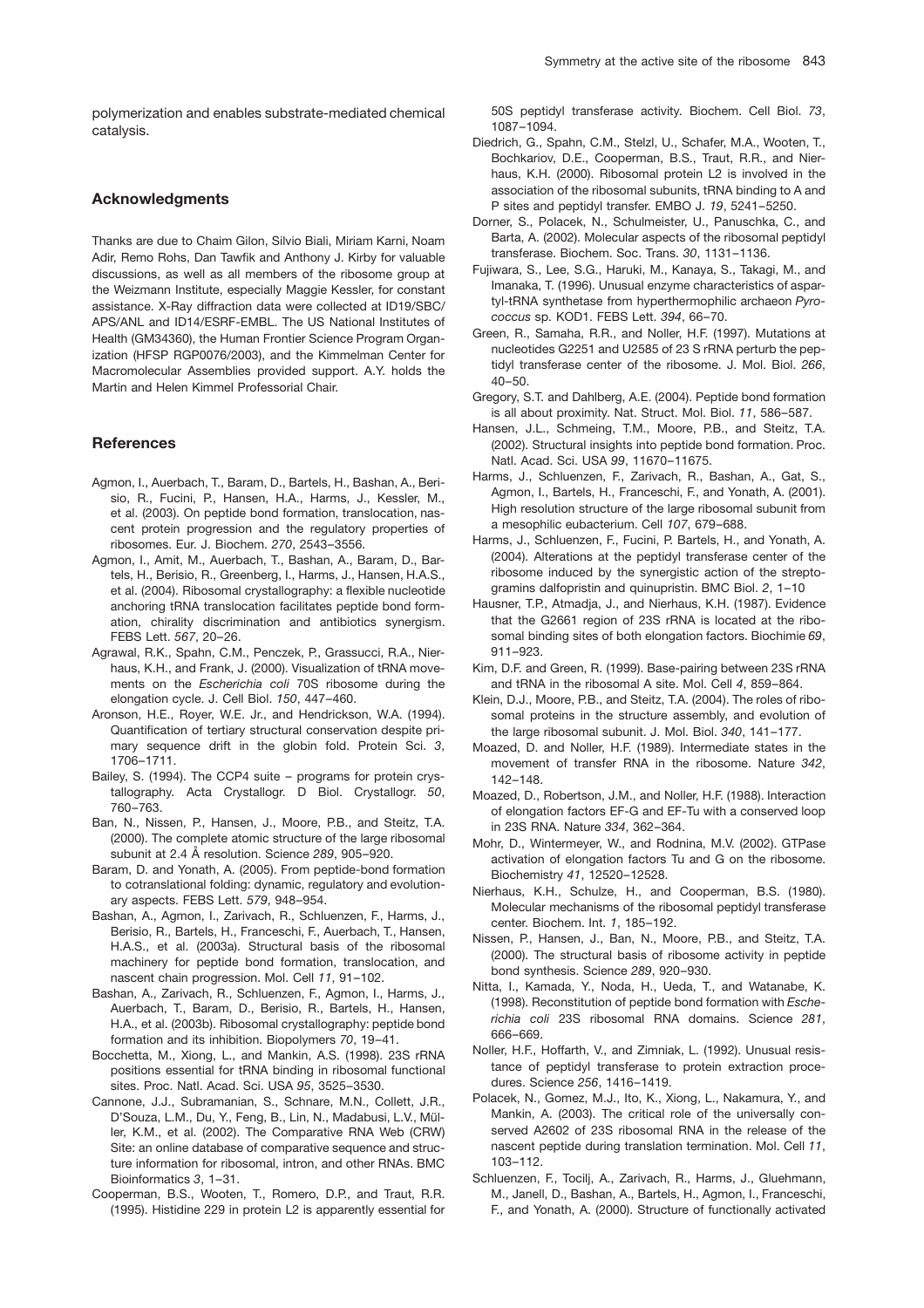polymerization and enables substrate-mediated chemical catalysis.

## Acknowledgments

Thanks are due to Chaim Gilon, Silvio Biali, Miriam Karni, Noam Adir, Remo Rohs, Dan Tawfik and Anthony J. Kirby for valuable discussions, as well as all members of the ribosome group at the Weizmann Institute, especially Maggie Kessler, for constant assistance. X-Ray diffraction data were collected at ID19/SBC/APS/ANL and ID14/ESRF-EMBL. The US National Institutes of Health (GM34360), the Human Frontier Science Program Organization (HFSP RGP0076/2003), and the Kimmelman Center for Macromolecular Assemblies provided support. A.Y. holds the Martin and Helen Kimmel Professorial Chair.

## References

Agmon, I., Auerbach, T., Baram, D., Bartels, H., Bashan, A., Berisio, R., Fucini, P., Hansen, H.A., Harms, J., Kessler, M., et al. (2003). On peptide bond formation, translocation, nascent protein progression and the regulatory properties of ribosomes. Eur. J. Biochem. *270*, 2543–3556.

Agmon, I., Amit, M., Auerbach, T., Bashan, A., Baram, D., Bartels, H., Berisio, R., Greenberg, I., Harms, J., Hansen, H.A.S., et al. (2004). Ribosomal crystallography: a flexible nucleotide anchoring tRNA translocation facilitates peptide bond formation, chirality discrimination and antibiotics synergism. FEBS Lett. *567*, 20–26.

Agrawal, R.K., Spahn, C.M., Penczek, P., Grassucci, R.A., Nierhaus, K.H., and Frank, J. (2000). Visualization of tRNA movements on the *Escherichia coli* 70S ribosome during the elongation cycle. J. Cell Biol. *150*, 447–460.

Aronson, H.E., Royer, W.E. Jr., and Hendrickson, W.A. (1994). Quantification of tertiary structural conservation despite primary sequence drift in the globin fold. Protein Sci. *3*, 1706–1711.

Bailey, S. (1994). The CCP4 suite – programs for protein crystallography. Acta Crystallogr. D Biol. Crystallogr. *50*, 760–763.

Ban, N., Nissen, P., Hansen, J., Moore, P.B., and Steitz, T.A. (2000). The complete atomic structure of the large ribosomal subunit at 2.4 Å resolution. Science *289*, 905–920.

Baram, D. and Yonath, A. (2005). From peptide-bond formation to cotranslational folding: dynamic, regulatory and evolutionary aspects. FEBS Lett. *579*, 948–954.

Bashan, A., Agmon, I., Zarivach, R., Schluenzen, F., Harms, J., Berisio, R., Bartels, H., Franceschi, F., Auerbach, T., Hansen, H.A.S., et al. (2003a). Structural basis of the ribosomal machinery for peptide bond formation, translocation, and nascent chain progression. Mol. Cell *11*, 91–102.

Bashan, A., Zarivach, R., Schluenzen, F., Agmon, I., Harms, J., Auerbach, T., Baram, D., Berisio, R., Bartels, H., Hansen, H.A., et al. (2003b). Ribosomal crystallography: peptide bond formation and its inhibition. Biopolymers *70*, 19–41.

Bocchetta, M., Xiong, L., and Mankin, A.S. (1998). 23S rRNA positions essential for tRNA binding in ribosomal functional sites. Proc. Natl. Acad. Sci. USA *95*, 3525–3530.

Cannone, J.J., Subramanian, S., Schnare, M.N., Collett, J.R., D'Souza, L.M., Du, Y., Feng, B., Lin, N., Madabusi, L.V., Müller, K.M., et al. (2002). The Comparative RNA Web (CRW) Site: an online database of comparative sequence and structure information for ribosomal, intron, and other RNAs. BMC Bioinformatics *3*, 1–31.

Cooperman, B.S., Wooten, T., Romero, D.P., and Traut, R.R. (1995). Histidine 229 in protein L2 is apparently essential for 50S peptidyl transferase activity. Biochem. Cell Biol. *73*, 1087–1094.

Diedrich, G., Spahn, C.M., Stelzl, U., Schafer, M.A., Wooten, T., Bochkariov, D.E., Cooperman, B.S., Traut, R.R., and Nierhaus, K.H. (2000). Ribosomal protein L2 is involved in the association of the ribosomal subunits, tRNA binding to A and P sites and peptidyl transfer. EMBO J. *19*, 5241–5250.

Dorner, S., Polacek, N., Schulmeister, U., Panuschka, C., and Barta, A. (2002). Molecular aspects of the ribosomal peptidyl transferase. Biochem. Soc. Trans. *30*, 1131–1136.

Fujiwara, S., Lee, S.G., Haruki, M., Kanaya, S., Takagi, M., and Imanaka, T. (1996). Unusual enzyme characteristics of aspartyl-tRNA synthetase from hyperthermophilic archaeon *Pyrococcus* sp. KOD1. FEBS Lett. *394*, 66–70.

Green, R., Samaha, R.R., and Noller, H.F. (1997). Mutations at nucleotides G2251 and U2585 of 23 S rRNA perturb the peptidyl transferase center of the ribosome. J. Mol. Biol. *266*, 40–50.

Gregory, S.T. and Dahlberg, A.E. (2004). Peptide bond formation is all about proximity. Nat. Struct. Mol. Biol. *11*, 586–587.

Hansen, J.L., Schmeing, T.M., Moore, P.B., and Steitz, T.A. (2002). Structural insights into peptide bond formation. Proc. Natl. Acad. Sci. USA *99*, 11670–11675.

Harms, J., Schluenzen, F., Zarivach, R., Bashan, A., Gat, S., Agmon, I., Bartels, H., Franceschi, F., and Yonath, A. (2001). High resolution structure of the large ribosomal subunit from a mesophilic eubacterium. Cell *107*, 679–688.

Harms, J., Schluenzen, F., Fucini, P. Bartels, H., and Yonath, A. (2004). Alterations at the peptidyl transferase center of the ribosome induced by the synergistic action of the streptogramins dalfopristin and quinupristin. BMC Biol. *2*, 1–10

Hausner, T.P., Atmadja, J., and Nierhaus, K.H. (1987). Evidence that the G2661 region of 23S rRNA is located at the ribosomal binding sites of both elongation factors. Biochimie *69*, 911–923.

Kim, D.F. and Green, R. (1999). Base-pairing between 23S rRNA and tRNA in the ribosomal A site. Mol. Cell *4*, 859–864.

Klein, D.J., Moore, P.B., and Steitz, T.A. (2004). The roles of ribosomal proteins in the structure assembly, and evolution of the large ribosomal subunit. J. Mol. Biol. *340*, 141–177.

Moazed, D. and Noller, H.F. (1989). Intermediate states in the movement of transfer RNA in the ribosome. Nature *342*, 142–148.

Moazed, D., Robertson, J.M., and Noller, H.F. (1988). Interaction of elongation factors EF-G and EF-Tu with a conserved loop in 23S RNA. Nature *334*, 362–364.

Mohr, D., Wintermeyer, W., and Rodnina, M.V. (2002). GTPase activation of elongation factors Tu and G on the ribosome. Biochemistry *41*, 12520–12528.

Nierhaus, K.H., Schulze, H., and Cooperman, B.S. (1980). Molecular mechanisms of the ribosomal peptidyl transferase center. Biochem. Int. *1*, 185–192.

Nissen, P., Hansen, J., Ban, N., Moore, P.B., and Steitz, T.A. (2000). The structural basis of ribosome activity in peptide bond synthesis. Science *289*, 920–930.

Nitta, I., Kamada, Y., Noda, H., Ueda, T., and Watanabe, K. (1998). Reconstitution of peptide bond formation with *Escherichia coli* 23S ribosomal RNA domains. Science *281*, 666–669.

Noller, H.F., Hoffarth, V., and Zimniak, L. (1992). Unusual resistance of peptidyl transferase to protein extraction procedures. Science *256*, 1416–1419.

Polacek, N., Gomez, M.J., Ito, K., Xiong, L., Nakamura, Y., and Mankin, A. (2003). The critical role of the universally conserved A2602 of 23S ribosomal RNA in the release of the nascent peptide during translation termination. Mol. Cell *11*, 103–112.

Schluenzen, F., Tocilj, A., Zarivach, R., Harms, J., Gluehmann, M., Janell, D., Bashan, A., Bartels, H., Agmon, I., Franceschi, F., and Yonath, A. (2000). Structure of functionally activated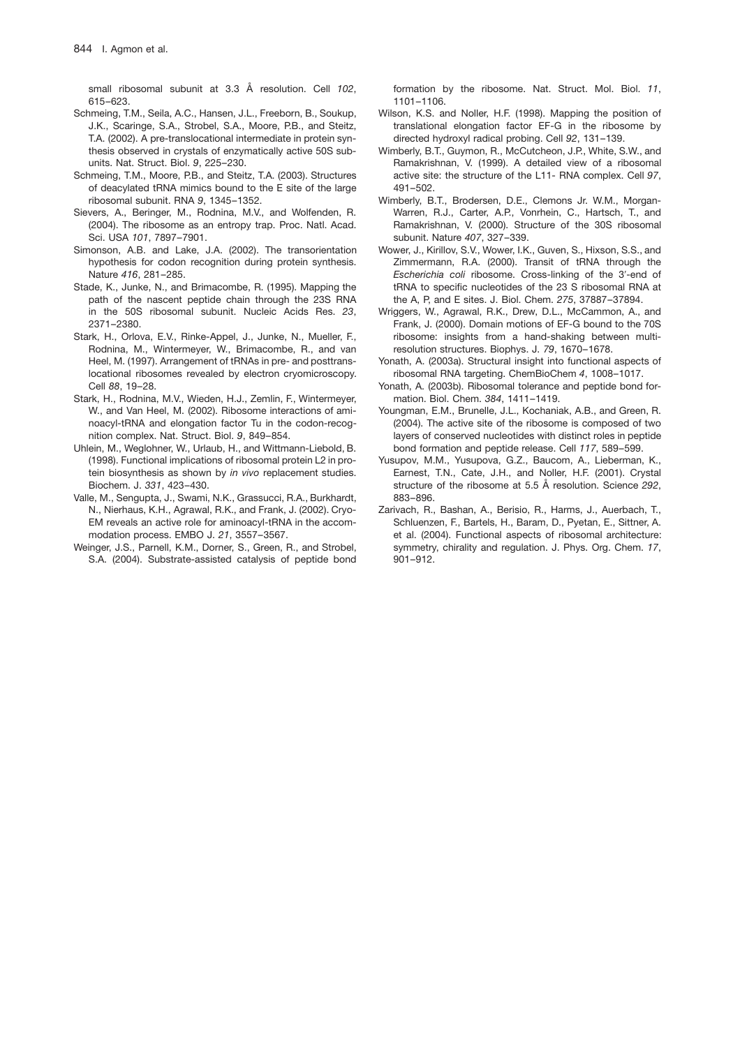small ribosomal subunit at 3.3 Å resolution. Cell *102*, 615–623.

Schmeing, T.M., Seila, A.C., Hansen, J.L., Freeborn, B., Soukup, J.K., Scaringe, S.A., Strobel, S.A., Moore, P.B., and Steitz, T.A. (2002). A pre-translocational intermediate in protein synthesis observed in crystals of enzymatically active 50S subunits. Nat. Struct. Biol. *9*, 225–230.

Schmeing, T.M., Moore, P.B., and Steitz, T.A. (2003). Structures of deacylated tRNA mimics bound to the E site of the large ribosomal subunit. RNA *9*, 1345–1352.

Sievers, A., Beringer, M., Rodnina, M.V., and Wolfenden, R. (2004). The ribosome as an entropy trap. Proc. Natl. Acad. Sci. USA *101*, 7897–7901.

Simonson, A.B. and Lake, J.A. (2002). The transorientation hypothesis for codon recognition during protein synthesis. Nature *416*, 281–285.

Stade, K., Junke, N., and Brimacombe, R. (1995). Mapping the path of the nascent peptide chain through the 23S RNA in the 50S ribosomal subunit. Nucleic Acids Res. *23*, 2371–2380.

Stark, H., Orlova, E.V., Rinke-Appel, J., Junke, N., Mueller, F., Rodnina, M., Wintermeyer, W., Brimacombe, R., and van Heel, M. (1997). Arrangement of tRNAs in pre- and posttranslocational ribosomes revealed by electron cryomicroscopy. Cell *88*, 19–28.

Stark, H., Rodnina, M.V., Wieden, H.J., Zemlin, F., Wintermeyer, W., and Van Heel, M. (2002). Ribosome interactions of aminoacyl-tRNA and elongation factor Tu in the codon-recognition complex. Nat. Struct. Biol. *9*, 849–854.

Uhlein, M., Weglohner, W., Urlaub, H., and Wittmann-Liebold, B. (1998). Functional implications of ribosomal protein L2 in protein biosynthesis as shown by *in vivo* replacement studies. Biochem. J. *331*, 423–430.

Valle, M., Sengupta, J., Swami, N.K., Grassucci, R.A., Burkhardt, N., Nierhaus, K.H., Agrawal, R.K., and Frank, J. (2002). Cryo-EM reveals an active role for aminoacyl-tRNA in the accommodation process. EMBO J. *21*, 3557–3567.

Weinger, J.S., Parnell, K.M., Dorner, S., Green, R., and Strobel, S.A. (2004). Substrate-assisted catalysis of peptide bond formation by the ribosome. Nat. Struct. Mol. Biol. *11*, 1101–1106.

Wilson, K.S. and Noller, H.F. (1998). Mapping the position of translational elongation factor EF-G in the ribosome by directed hydroxyl radical probing. Cell *92*, 131–139.

Wimberly, B.T., Guymon, R., McCutcheon, J.P., White, S.W., and Ramakrishnan, V. (1999). A detailed view of a ribosomal active site: the structure of the L11- RNA complex. Cell *97*, 491–502.

Wimberly, B.T., Brodersen, D.E., Clemons Jr. W.M., Morgan-Warren, R.J., Carter, A.P., Vonrhein, C., Hartsch, T., and Ramakrishnan, V. (2000). Structure of the 30S ribosomal subunit. Nature *407*, 327–339.

Wower, J., Kirillov, S.V., Wower, I.K., Guven, S., Hixson, S.S., and Zimmermann, R.A. (2000). Transit of tRNA through the *Escherichia coli* ribosome. Cross-linking of the 3′-end of tRNA to specific nucleotides of the 23 S ribosomal RNA at the A, P, and E sites. J. Biol. Chem. *275*, 37887–37894.

Wriggers, W., Agrawal, R.K., Drew, D.L., McCammon, A., and Frank, J. (2000). Domain motions of EF-G bound to the 70S ribosome: insights from a hand-shaking between multi-resolution structures. Biophys. J. *79*, 1670–1678.

Yonath, A. (2003a). Structural insight into functional aspects of ribosomal RNA targeting. ChemBioChem *4*, 1008–1017.

Yonath, A. (2003b). Ribosomal tolerance and peptide bond formation. Biol. Chem. *384*, 1411–1419.

Youngman, E.M., Brunelle, J.L., Kochaniak, A.B., and Green, R. (2004). The active site of the ribosome is composed of two layers of conserved nucleotides with distinct roles in peptide bond formation and peptide release. Cell *117*, 589–599.

Yusupov, M.M., Yusupova, G.Z., Baucom, A., Lieberman, K., Earnest, T.N., Cate, J.H., and Noller, H.F. (2001). Crystal structure of the ribosome at 5.5 Å resolution. Science *292*, 883–896.

Zarivach, R., Bashan, A., Berisio, R., Harms, J., Auerbach, T., Schluenzen, F., Bartels, H., Baram, D., Pyetan, E., Sittner, A. et al. (2004). Functional aspects of ribosomal architecture: symmetry, chirality and regulation. J. Phys. Org. Chem. *17*, 901–912.